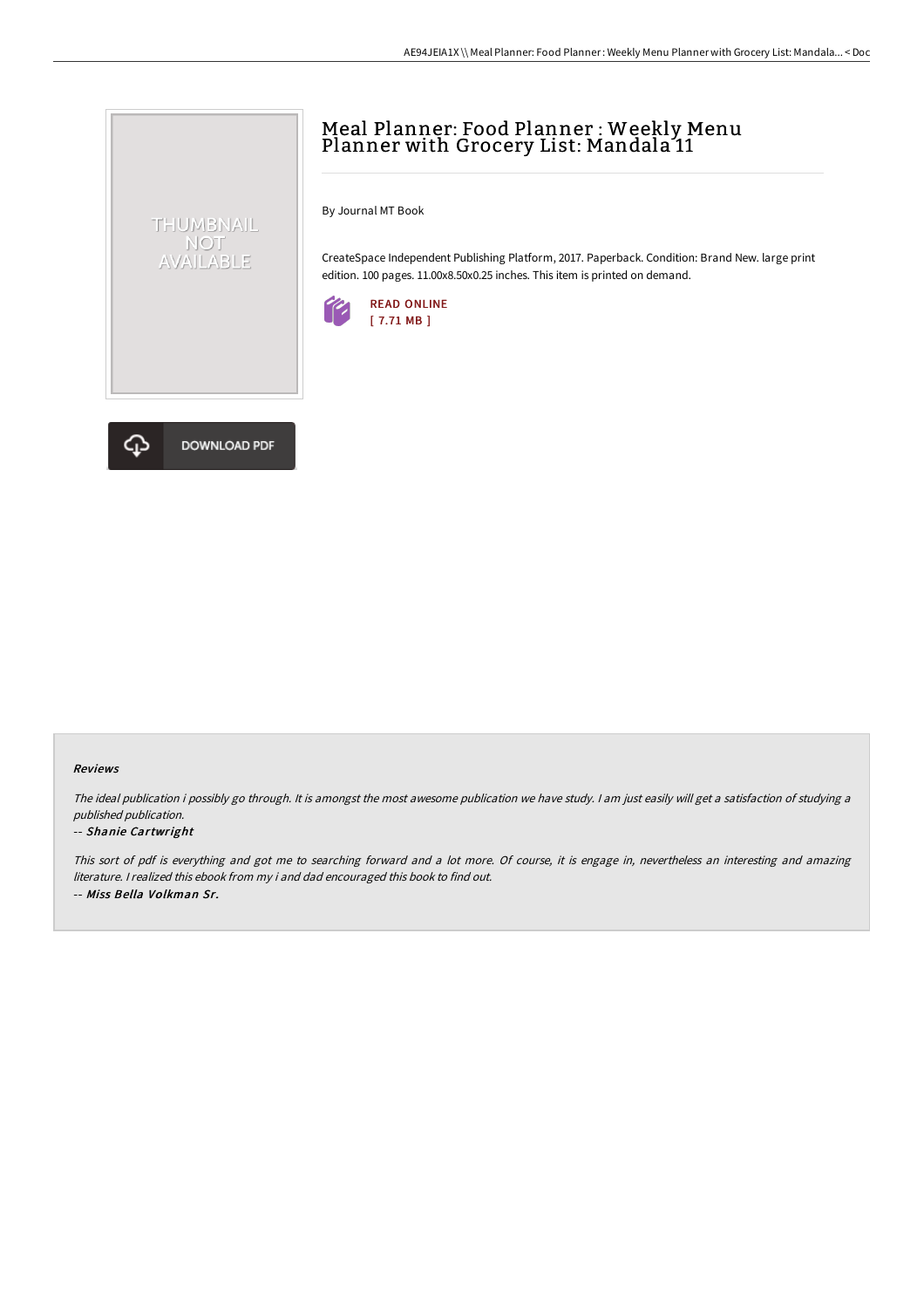# Meal Planner: Food Planner : Weekly Menu Planner with Grocery List: Mandala 11

By Journal MT Book

CreateSpace Independent Publishing Platform, 2017. Paperback. Condition: Brand New. large print edition. 100 pages. 11.00x8.50x0.25 inches. This item is printed on demand.

READ ONLINE
[ 7.71 MB ]

DOWNLOAD PDF

#### Reviews

*The ideal publication i possibly go through. It is amongst the most awesome publication we have study. I am just easily will get a satisfaction of studying a published publication.*

-- ***Shanie Cartwright***

*This sort of pdf is everything and got me to searching forward and a lot more. Of course, it is engage in, nevertheless an interesting and amazing literature. I realized this ebook from my i and dad encouraged this book to find out.*

-- ***Miss Bella Volkman Sr.***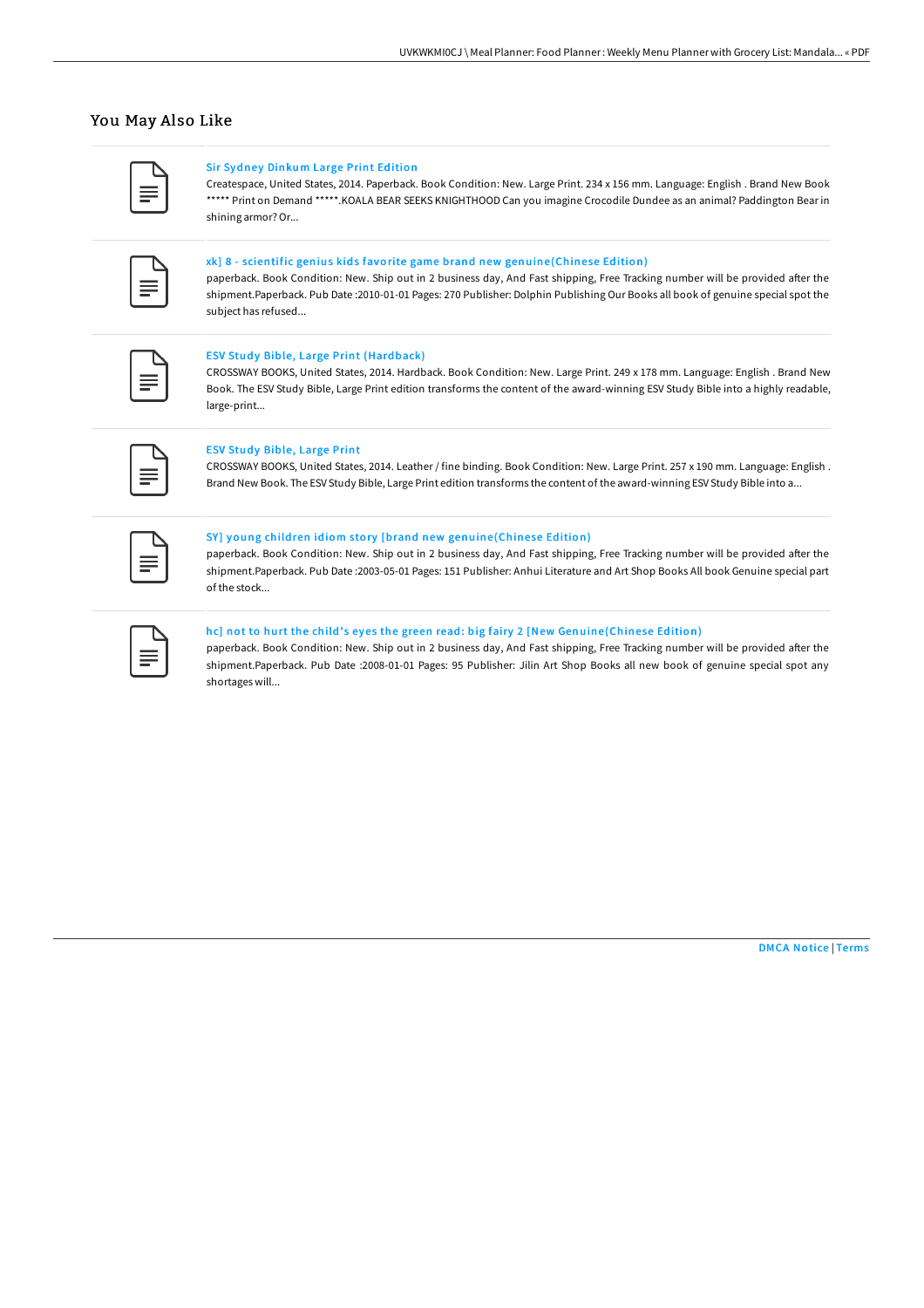## You May Also Like

### Sir Sydney Dinkum Large Print Edition

Createspace, United States, 2014. Paperback. Book Condition: New. Large Print. 234 x 156 mm. Language: English . Brand New Book ***** Print on Demand *****.KOALA BEAR SEEKS KNIGHTHOOD Can you imagine Crocodile Dundee as an animal? Paddington Bear in shining armor? Or...

### xk] 8 - scientific genius kids favorite game brand new genuine(Chinese Edition)

paperback. Book Condition: New. Ship out in 2 business day, And Fast shipping, Free Tracking number will be provided after the shipment.Paperback. Pub Date :2010-01-01 Pages: 270 Publisher: Dolphin Publishing Our Books all book of genuine special spot the subject has refused...

### ESV Study Bible, Large Print (Hardback)

CROSSWAY BOOKS, United States, 2014. Hardback. Book Condition: New. Large Print. 249 x 178 mm. Language: English . Brand New Book. The ESV Study Bible, Large Print edition transforms the content of the award-winning ESV Study Bible into a highly readable, large-print...

### ESV Study Bible, Large Print

CROSSWAY BOOKS, United States, 2014. Leather / fine binding. Book Condition: New. Large Print. 257 x 190 mm. Language: English . Brand New Book. The ESV Study Bible, Large Print edition transforms the content of the award-winning ESV Study Bible into a...

### SY] young children idiom story [brand new genuine(Chinese Edition)

paperback. Book Condition: New. Ship out in 2 business day, And Fast shipping, Free Tracking number will be provided after the shipment.Paperback. Pub Date :2003-05-01 Pages: 151 Publisher: Anhui Literature and Art Shop Books All book Genuine special part of the stock...

### hc] not to hurt the child's eyes the green read: big fairy 2 [New Genuine(Chinese Edition)

paperback. Book Condition: New. Ship out in 2 business day, And Fast shipping, Free Tracking number will be provided after the shipment.Paperback. Pub Date :2008-01-01 Pages: 95 Publisher: Jilin Art Shop Books all new book of genuine special spot any shortages will...